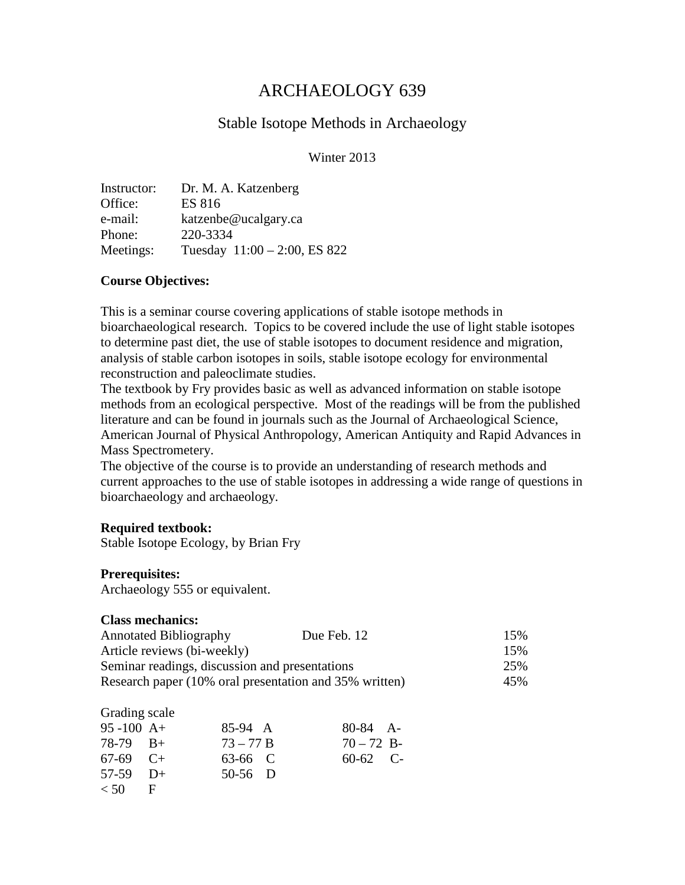# ARCHAEOLOGY 639

## Stable Isotope Methods in Archaeology

Winter 2013

| | |
|---|---|
| Instructor: | Dr. M. A. Katzenberg |
| Office: | ES 816 |
| e-mail: | katzenbe@ucalgary.ca |
| Phone: | 220-3334 |
| Meetings: | Tuesday 11:00 – 2:00, ES 822 |

**Course Objectives:**

This is a seminar course covering applications of stable isotope methods in bioarchaeological research. Topics to be covered include the use of light stable isotopes to determine past diet, the use of stable isotopes to document residence and migration, analysis of stable carbon isotopes in soils, stable isotope ecology for environmental reconstruction and paleoclimate studies.
The textbook by Fry provides basic as well as advanced information on stable isotope methods from an ecological perspective. Most of the readings will be from the published literature and can be found in journals such as the Journal of Archaeological Science, American Journal of Physical Anthropology, American Antiquity and Rapid Advances in Mass Spectrometery.
The objective of the course is to provide an understanding of research methods and current approaches to the use of stable isotopes in addressing a wide range of questions in bioarchaeology and archaeology.

**Required textbook:**
Stable Isotope Ecology, by Brian Fry

**Prerequisites:**
Archaeology 555 or equivalent.

**Class mechanics:**

| | | |
|---|---|---|
| Annotated Bibliography | Due Feb. 12 | 15% |
| Article reviews (bi-weekly) | | 15% |
| Seminar readings, discussion and presentations | | 25% |
| Research paper (10% oral presentation and 35% written) | | 45% |

Grading scale

| | | |
|---|---|---|
| 95 -100 A+ | 85-94 A | 80-84 A- |
| 78-79 B+ | 73 – 77 B | 70 – 72 B- |
| 67-69 C+ | 63-66 C | 60-62 C- |
| 57-59 D+ | 50-56 D | |
| < 50 F | | |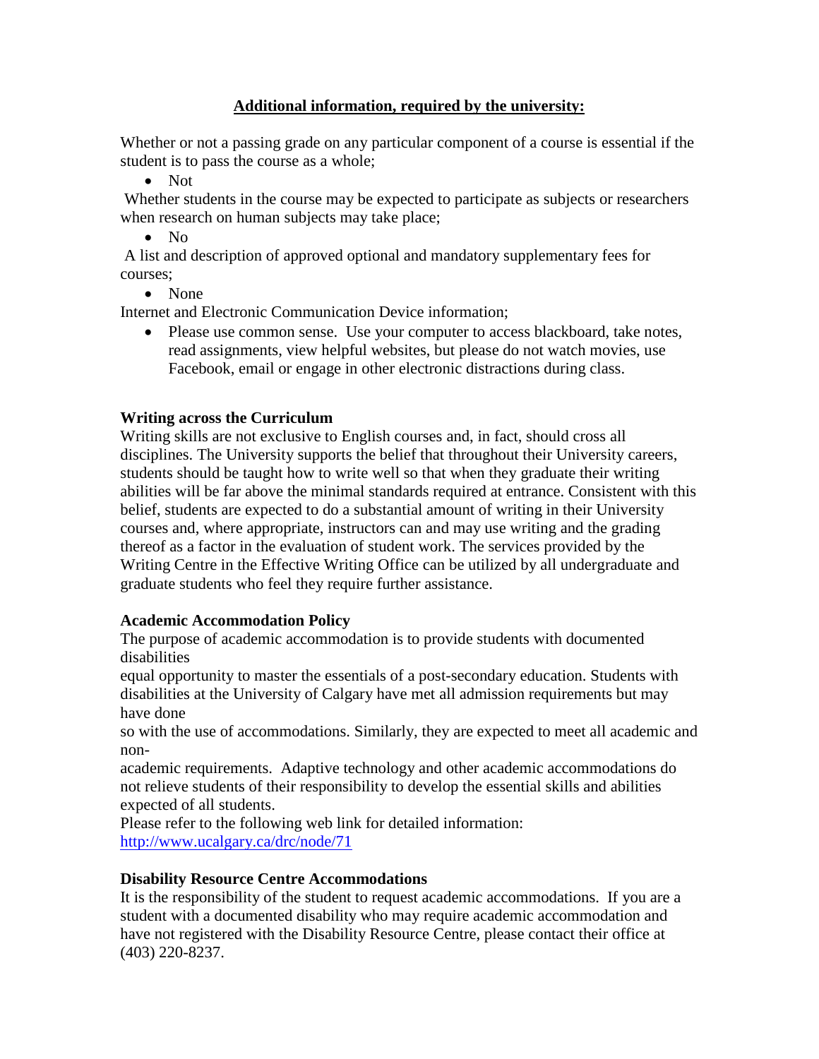**Additional information, required by the university:**

Whether or not a passing grade on any particular component of a course is essential if the student is to pass the course as a whole;

- Not

Whether students in the course may be expected to participate as subjects or researchers when research on human subjects may take place;

- No

A list and description of approved optional and mandatory supplementary fees for courses;

- None

Internet and Electronic Communication Device information;

- Please use common sense. Use your computer to access blackboard, take notes, read assignments, view helpful websites, but please do not watch movies, use Facebook, email or engage in other electronic distractions during class.

**Writing across the Curriculum**

Writing skills are not exclusive to English courses and, in fact, should cross all disciplines. The University supports the belief that throughout their University careers, students should be taught how to write well so that when they graduate their writing abilities will be far above the minimal standards required at entrance. Consistent with this belief, students are expected to do a substantial amount of writing in their University courses and, where appropriate, instructors can and may use writing and the grading thereof as a factor in the evaluation of student work. The services provided by the Writing Centre in the Effective Writing Office can be utilized by all undergraduate and graduate students who feel they require further assistance.

**Academic Accommodation Policy**

The purpose of academic accommodation is to provide students with documented disabilities equal opportunity to master the essentials of a post-secondary education. Students with disabilities at the University of Calgary have met all admission requirements but may have done so with the use of accommodations. Similarly, they are expected to meet all academic and non-academic requirements. Adaptive technology and other academic accommodations do not relieve students of their responsibility to develop the essential skills and abilities expected of all students.

Please refer to the following web link for detailed information:
http://www.ucalgary.ca/drc/node/71

**Disability Resource Centre Accommodations**

It is the responsibility of the student to request academic accommodations. If you are a student with a documented disability who may require academic accommodation and have not registered with the Disability Resource Centre, please contact their office at (403) 220-8237.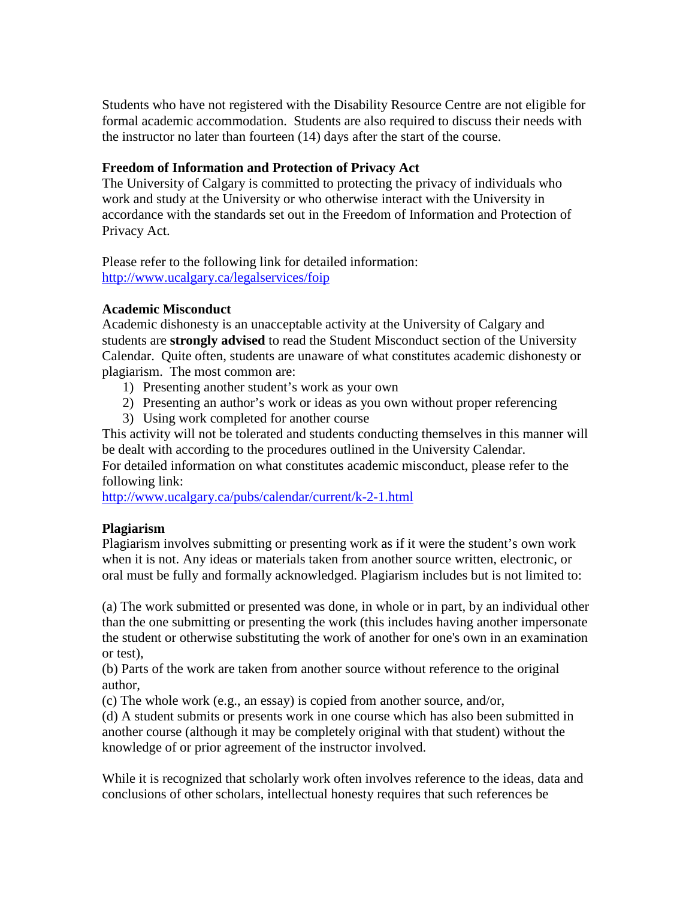Students who have not registered with the Disability Resource Centre are not eligible for formal academic accommodation. Students are also required to discuss their needs with the instructor no later than fourteen (14) days after the start of the course.

**Freedom of Information and Protection of Privacy Act**

The University of Calgary is committed to protecting the privacy of individuals who work and study at the University or who otherwise interact with the University in accordance with the standards set out in the Freedom of Information and Protection of Privacy Act.

Please refer to the following link for detailed information:
http://www.ucalgary.ca/legalservices/foip

**Academic Misconduct**

Academic dishonesty is an unacceptable activity at the University of Calgary and students are **strongly advised** to read the Student Misconduct section of the University Calendar. Quite often, students are unaware of what constitutes academic dishonesty or plagiarism. The most common are:

1) Presenting another student's work as your own
2) Presenting an author's work or ideas as you own without proper referencing
3) Using work completed for another course

This activity will not be tolerated and students conducting themselves in this manner will be dealt with according to the procedures outlined in the University Calendar.
For detailed information on what constitutes academic misconduct, please refer to the following link:
http://www.ucalgary.ca/pubs/calendar/current/k-2-1.html

**Plagiarism**

Plagiarism involves submitting or presenting work as if it were the student's own work when it is not. Any ideas or materials taken from another source written, electronic, or oral must be fully and formally acknowledged. Plagiarism includes but is not limited to:

(a) The work submitted or presented was done, in whole or in part, by an individual other than the one submitting or presenting the work (this includes having another impersonate the student or otherwise substituting the work of another for one's own in an examination or test),
(b) Parts of the work are taken from another source without reference to the original author,
(c) The whole work (e.g., an essay) is copied from another source, and/or,
(d) A student submits or presents work in one course which has also been submitted in another course (although it may be completely original with that student) without the knowledge of or prior agreement of the instructor involved.

While it is recognized that scholarly work often involves reference to the ideas, data and conclusions of other scholars, intellectual honesty requires that such references be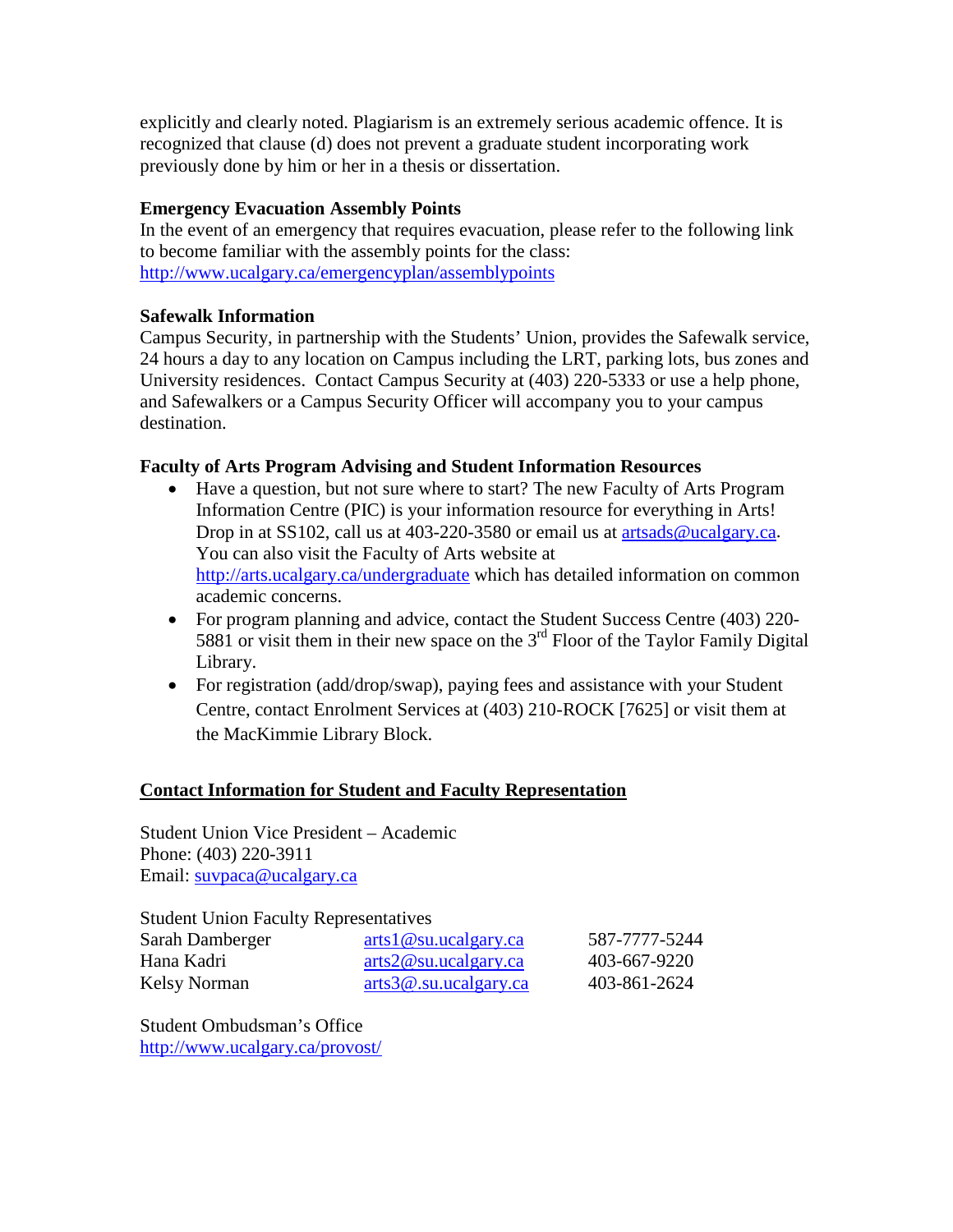explicitly and clearly noted. Plagiarism is an extremely serious academic offence. It is recognized that clause (d) does not prevent a graduate student incorporating work previously done by him or her in a thesis or dissertation.

**Emergency Evacuation Assembly Points**

In the event of an emergency that requires evacuation, please refer to the following link to become familiar with the assembly points for the class: http://www.ucalgary.ca/emergencyplan/assemblypoints

**Safewalk Information**

Campus Security, in partnership with the Students' Union, provides the Safewalk service, 24 hours a day to any location on Campus including the LRT, parking lots, bus zones and University residences. Contact Campus Security at (403) 220-5333 or use a help phone, and Safewalkers or a Campus Security Officer will accompany you to your campus destination.

**Faculty of Arts Program Advising and Student Information Resources**

- Have a question, but not sure where to start? The new Faculty of Arts Program Information Centre (PIC) is your information resource for everything in Arts! Drop in at SS102, call us at 403-220-3580 or email us at artsads@ucalgary.ca. You can also visit the Faculty of Arts website at http://arts.ucalgary.ca/undergraduate which has detailed information on common academic concerns.
- For program planning and advice, contact the Student Success Centre (403) 220-5881 or visit them in their new space on the 3rd Floor of the Taylor Family Digital Library.
- For registration (add/drop/swap), paying fees and assistance with your Student Centre, contact Enrolment Services at (403) 210-ROCK [7625] or visit them at the MacKimmie Library Block.

**Contact Information for Student and Faculty Representation**

Student Union Vice President – Academic
Phone: (403) 220-3911
Email: suvpaca@ucalgary.ca

Student Union Faculty Representatives

| | | |
|---|---|---|
| Sarah Damberger | arts1@su.ucalgary.ca | 587-7777-5244 |
| Hana Kadri | arts2@su.ucalgary.ca | 403-667-9220 |
| Kelsy Norman | arts3@.su.ucalgary.ca | 403-861-2624 |

Student Ombudsman's Office
http://www.ucalgary.ca/provost/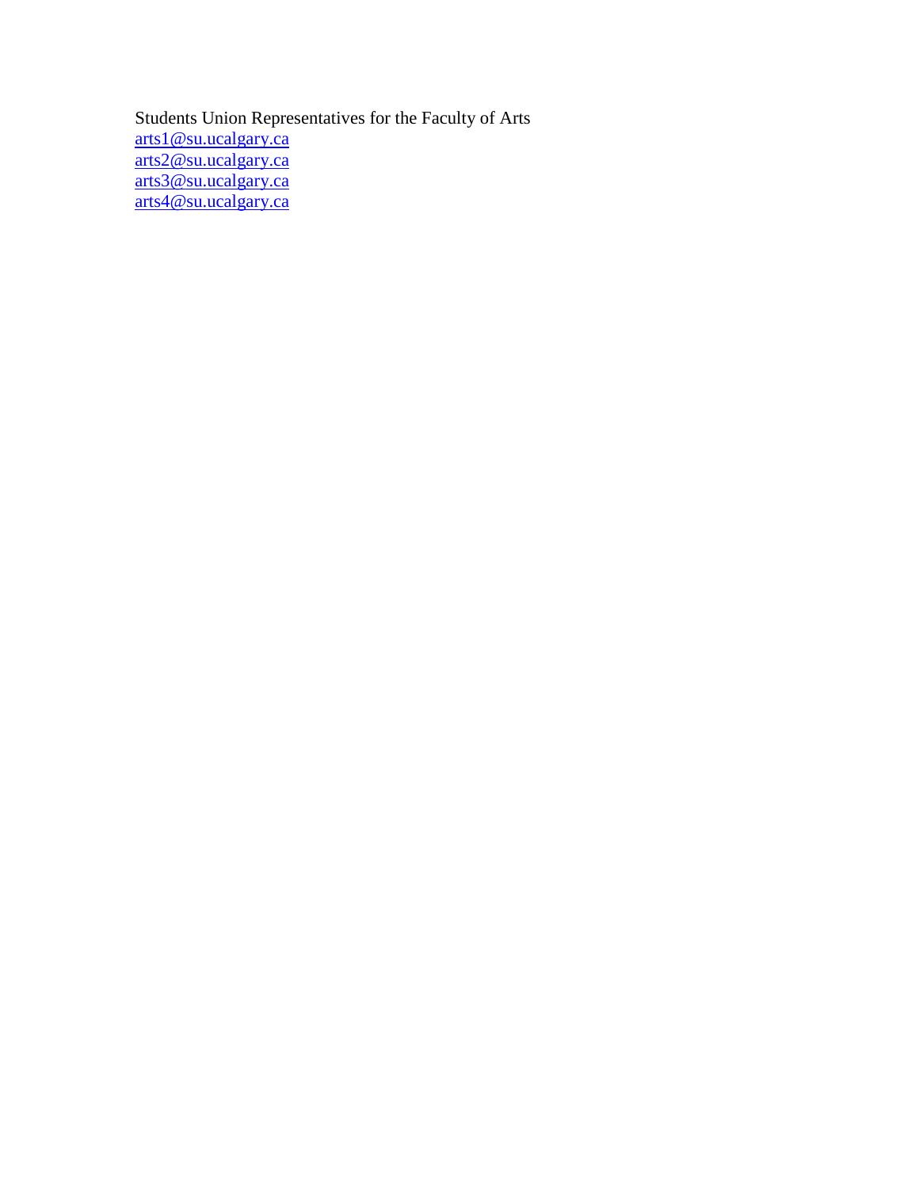Students Union Representatives for the Faculty of Arts
arts1@su.ucalgary.ca
arts2@su.ucalgary.ca
arts3@su.ucalgary.ca
arts4@su.ucalgary.ca